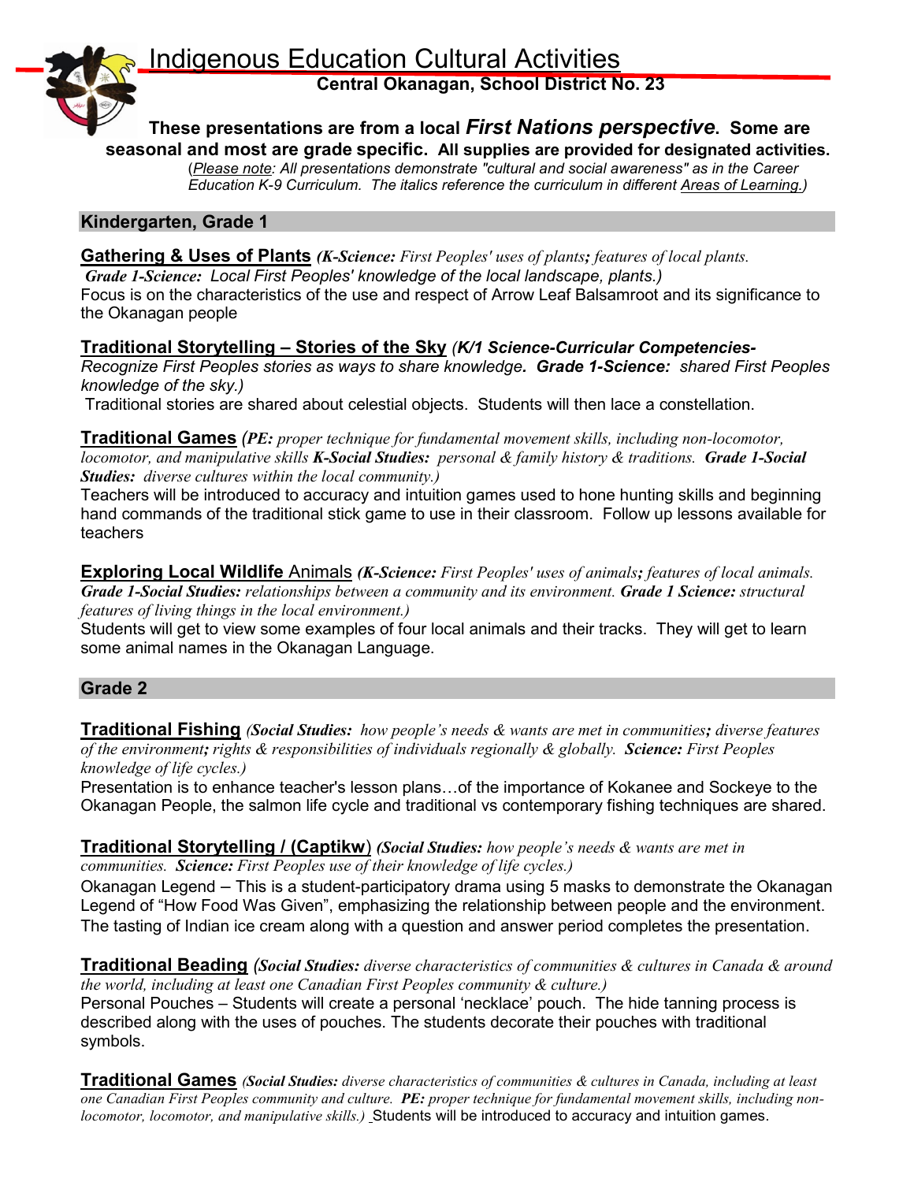# Indigenous Education Cultural Activities

**Central Okanagan, School District No. 23**

**These presentations are from a local *First Nations perspective*. Some are seasonal and most are grade specific. All supplies are provided for designated activities.**

(*Please note: All presentations demonstrate "cultural and social awareness" as in the Career Education K-9 Curriculum. The italics reference the curriculum in different Areas of Learning.*)

## Kindergarten, Grade 1

**Gathering & Uses of Plants** ***(K-Science:*** *First Peoples' uses of plants**;** features of local plants.* ***Grade 1-Science:*** *Local First Peoples' knowledge of the local landscape, plants.)*
Focus is on the characteristics of the use and respect of Arrow Leaf Balsamroot and its significance to the Okanagan people

**Traditional Storytelling – Stories of the Sky** ***(K/1 Science-Curricular Competencies-*** *Recognize First Peoples stories as ways to share knowledge.* ***Grade 1-Science:*** *shared First Peoples knowledge of the sky.)*
Traditional stories are shared about celestial objects. Students will then lace a constellation.

**Traditional Games** ***(PE:*** *proper technique for fundamental movement skills, including non-locomotor, locomotor, and manipulative skills* ***K-Social Studies:*** *personal & family history & traditions.* ***Grade 1-Social Studies:*** *diverse cultures within the local community.)*
Teachers will be introduced to accuracy and intuition games used to hone hunting skills and beginning hand commands of the traditional stick game to use in their classroom. Follow up lessons available for teachers

**Exploring Local Wildlife** Animals ***(K-Science:*** *First Peoples' uses of animals**;** features of local animals.* ***Grade 1-Social Studies:*** *relationships between a community and its environment.* ***Grade 1 Science:*** *structural features of living things in the local environment.)*
Students will get to view some examples of four local animals and their tracks. They will get to learn some animal names in the Okanagan Language.

## Grade 2

**Traditional Fishing** ***(Social Studies:*** *how people's needs & wants are met in communities**;** diverse features of the environment**;** rights & responsibilities of individuals regionally & globally.* ***Science:*** *First Peoples knowledge of life cycles.)*
Presentation is to enhance teacher's lesson plans…of the importance of Kokanee and Sockeye to the Okanagan People, the salmon life cycle and traditional vs contemporary fishing techniques are shared.

**Traditional Storytelling / (Captikw)** ***(Social Studies:*** *how people's needs & wants are met in communities.* ***Science:*** *First Peoples use of their knowledge of life cycles.)*
Okanagan Legend – This is a student-participatory drama using 5 masks to demonstrate the Okanagan Legend of "How Food Was Given", emphasizing the relationship between people and the environment. The tasting of Indian ice cream along with a question and answer period completes the presentation.

**Traditional Beading** ***(Social Studies:*** *diverse characteristics of communities & cultures in Canada & around the world, including at least one Canadian First Peoples community & culture.)*
Personal Pouches – Students will create a personal 'necklace' pouch. The hide tanning process is described along with the uses of pouches. The students decorate their pouches with traditional symbols.

**Traditional Games** ***(Social Studies:*** *diverse characteristics of communities & cultures in Canada, including at least one Canadian First Peoples community and culture.* ***PE:*** *proper technique for fundamental movement skills, including non-locomotor, locomotor, and manipulative skills.)* Students will be introduced to accuracy and intuition games.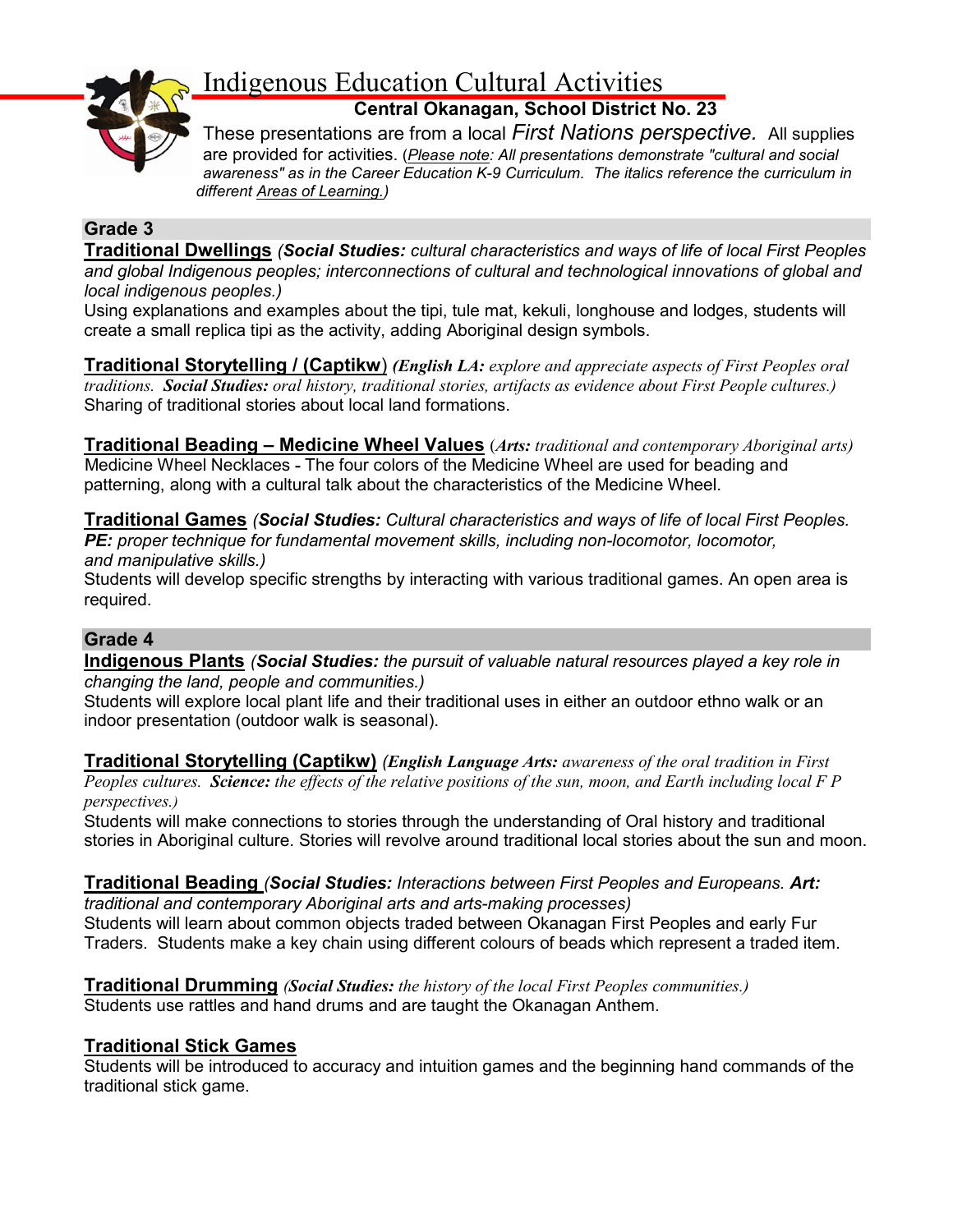# Indigenous Education Cultural Activities

**Central Okanagan, School District No. 23**

These presentations are from a local *First Nations perspective.* All supplies are provided for activities. (*Please note: All presentations demonstrate "cultural and social awareness" as in the Career Education K-9 Curriculum. The italics reference the curriculum in different Areas of Learning.)*

## Grade 3

**Traditional Dwellings** *(**Social Studies:** cultural characteristics and ways of life of local First Peoples and global Indigenous peoples; interconnections of cultural and technological innovations of global and local indigenous peoples.)*
Using explanations and examples about the tipi, tule mat, kekuli, longhouse and lodges, students will create a small replica tipi as the activity, adding Aboriginal design symbols.

**Traditional Storytelling / (Captikw)** *(**English LA:** explore and appreciate aspects of First Peoples oral traditions. **Social Studies:** oral history, traditional stories, artifacts as evidence about First People cultures.)*
Sharing of traditional stories about local land formations.

**Traditional Beading – Medicine Wheel Values** (*__Arts:__ traditional and contemporary Aboriginal arts)*
Medicine Wheel Necklaces - The four colors of the Medicine Wheel are used for beading and patterning, along with a cultural talk about the characteristics of the Medicine Wheel.

**Traditional Games** *(**Social Studies:** Cultural characteristics and ways of life of local First Peoples. **PE:** proper technique for fundamental movement skills, including non-locomotor, locomotor, and manipulative skills.)*
Students will develop specific strengths by interacting with various traditional games. An open area is required.

## Grade 4

**Indigenous Plants** *(**Social Studies:** the pursuit of valuable natural resources played a key role in changing the land, people and communities.)*
Students will explore local plant life and their traditional uses in either an outdoor ethno walk or an indoor presentation (outdoor walk is seasonal).

**Traditional Storytelling (Captikw)** *(**English Language Arts:** awareness of the oral tradition in First Peoples cultures. **Science:** the effects of the relative positions of the sun, moon, and Earth including local F P perspectives.)*
Students will make connections to stories through the understanding of Oral history and traditional stories in Aboriginal culture. Stories will revolve around traditional local stories about the sun and moon.

**Traditional Beading** *(**Social Studies:** Interactions between First Peoples and Europeans. **Art:** traditional and contemporary Aboriginal arts and arts-making processes)*
Students will learn about common objects traded between Okanagan First Peoples and early Fur Traders. Students make a key chain using different colours of beads which represent a traded item.

**Traditional Drumming** *(**Social Studies:** the history of the local First Peoples communities.)*
Students use rattles and hand drums and are taught the Okanagan Anthem.

**Traditional Stick Games**
Students will be introduced to accuracy and intuition games and the beginning hand commands of the traditional stick game.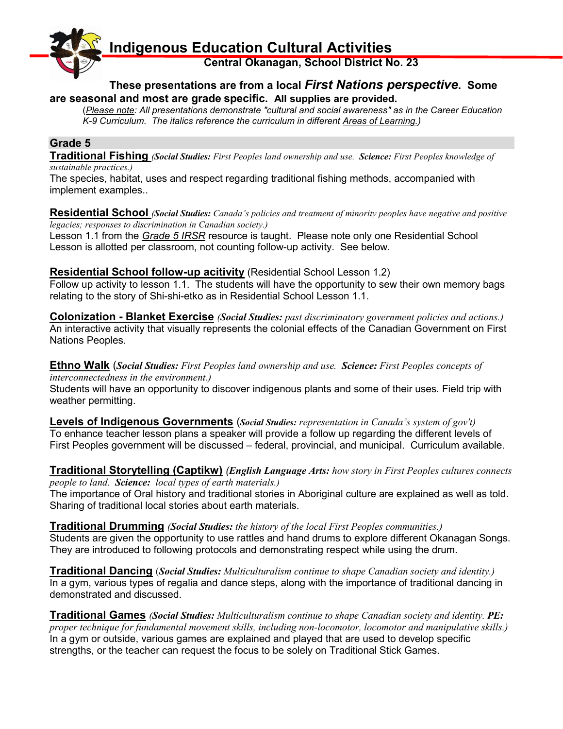# Indigenous Education Cultural Activities

**Central Okanagan, School District No. 23**

**These presentations are from a local *First Nations perspective*. Some are seasonal and most are grade specific. All supplies are provided.**

(Please note: *All presentations demonstrate "cultural and social awareness" as in the Career Education K-9 Curriculum. The italics reference the curriculum in different Areas of Learning.*)

## Grade 5

**Traditional Fishing** *(**Social Studies:** First Peoples land ownership and use. **Science:** First Peoples knowledge of sustainable practices.)*
The species, habitat, uses and respect regarding traditional fishing methods, accompanied with implement examples..

**Residential School** *(**Social Studies:** Canada's policies and treatment of minority peoples have negative and positive legacies; responses to discrimination in Canadian society.)*
Lesson 1.1 from the *Grade 5 IRSR* resource is taught. Please note only one Residential School Lesson is allotted per classroom, not counting follow-up activity. See below.

**Residential School follow-up acitivity** (Residential School Lesson 1.2)
Follow up activity to lesson 1.1. The students will have the opportunity to sew their own memory bags relating to the story of Shi-shi-etko as in Residential School Lesson 1.1.

**Colonization - Blanket Exercise** *(**Social Studies:** past discriminatory government policies and actions.)*
An interactive activity that visually represents the colonial effects of the Canadian Government on First Nations Peoples.

**Ethno Walk** (*__Social Studies:__ First Peoples land ownership and use. __Science:__ First Peoples concepts of interconnectedness in the environment.)*
Students will have an opportunity to discover indigenous plants and some of their uses. Field trip with weather permitting.

**Levels of Indigenous Governments** (*__Social Studies:__ representation in Canada's system of gov't)*
To enhance teacher lesson plans a speaker will provide a follow up regarding the different levels of First Peoples government will be discussed – federal, provincial, and municipal. Curriculum available.

**Traditional Storytelling (Captikw)** *(**English Language Arts:** how story in First Peoples cultures connects people to land. **Science:** local types of earth materials.)*
The importance of Oral history and traditional stories in Aboriginal culture are explained as well as told. Sharing of traditional local stories about earth materials.

**Traditional Drumming** *(**Social Studies:** the history of the local First Peoples communities.)*
Students are given the opportunity to use rattles and hand drums to explore different Okanagan Songs. They are introduced to following protocols and demonstrating respect while using the drum.

**Traditional Dancing** (*__Social Studies:__ Multiculturalism continue to shape Canadian society and identity.)*
In a gym, various types of regalia and dance steps, along with the importance of traditional dancing in demonstrated and discussed.

**Traditional Games** *(**Social Studies:** Multiculturalism continue to shape Canadian society and identity. **PE:** proper technique for fundamental movement skills, including non-locomotor, locomotor and manipulative skills.)*
In a gym or outside, various games are explained and played that are used to develop specific strengths, or the teacher can request the focus to be solely on Traditional Stick Games.